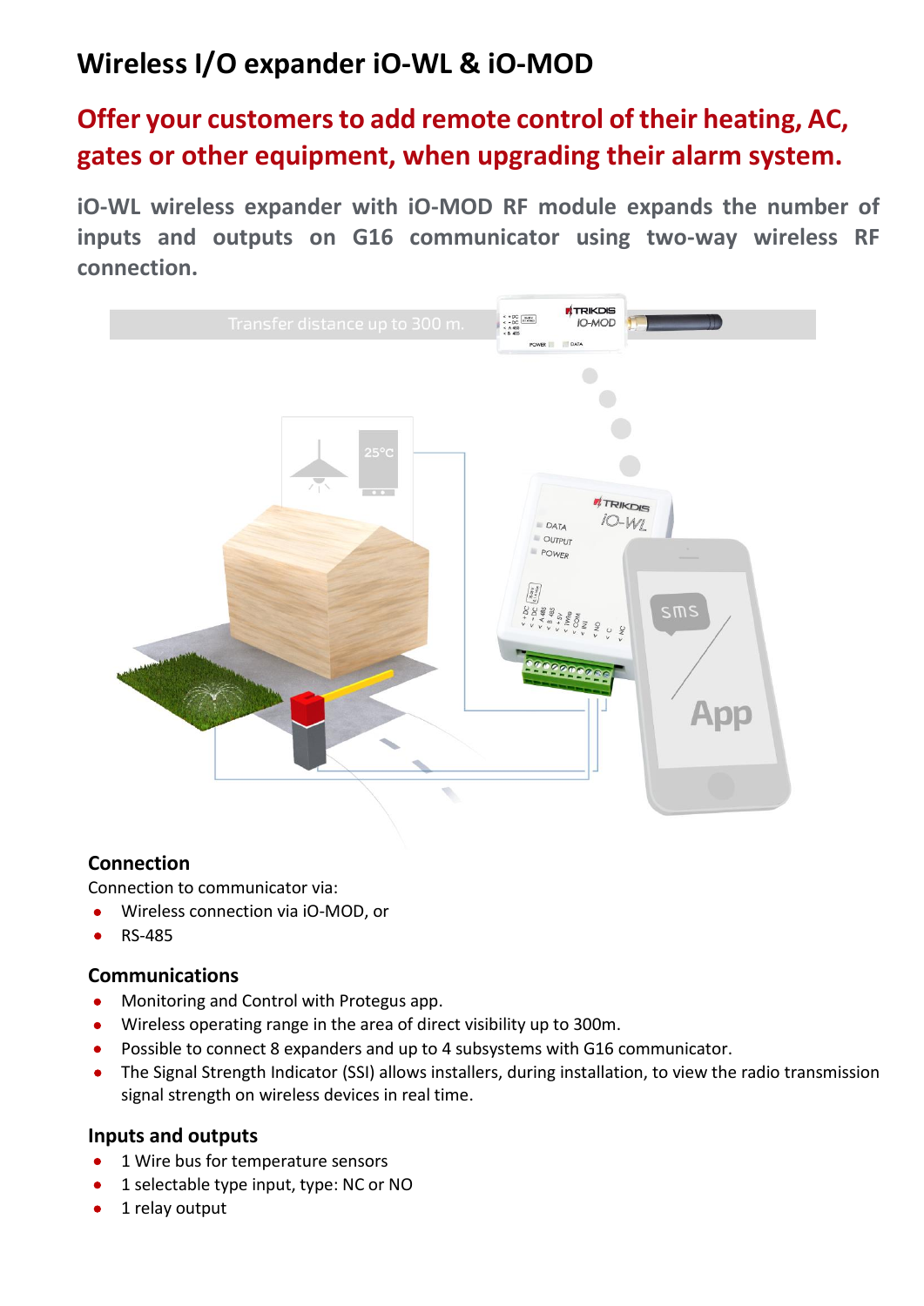# Wireless I/O expander iO-WL & iO-MOD

## Offer your customers to add remote control of their heating, AC, gates or other equipment, when upgrading their alarm system.

**iO-WL wireless expander with iO-MOD RF module expands the number of inputs and outputs on G16 communicator using two-way wireless RF connection.**

### Connection

Connection to communicator via:

- Wireless connection via iO-MOD, or
- RS-485

### Communications

- Monitoring and Control with Protegus app.
- Wireless operating range in the area of direct visibility up to 300m.
- Possible to connect 8 expanders and up to 4 subsystems with G16 communicator.
- The Signal Strength Indicator (SSI) allows installers, during installation, to view the radio transmission signal strength on wireless devices in real time.

### Inputs and outputs

- 1 Wire bus for temperature sensors
- 1 selectable type input, type: NC or NO
- 1 relay output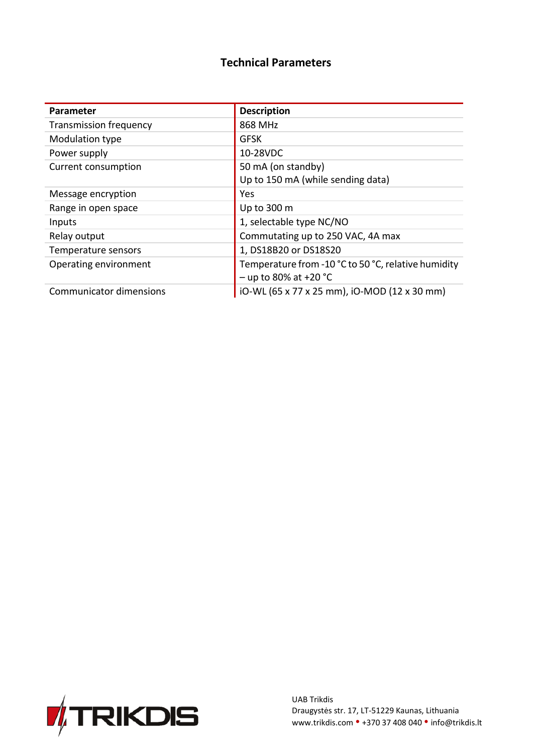## Technical Parameters

| Parameter | Description |
| --- | --- |
| Transmission frequency | 868 MHz |
| Modulation type | GFSK |
| Power supply | 10-28VDC |
| Current consumption | 50 mA (on standby)<br>Up to 150 mA (while sending data) |
| Message encryption | Yes |
| Range in open space | Up to 300 m |
| Inputs | 1, selectable type NC/NO |
| Relay output | Commutating up to 250 VAC, 4A max |
| Temperature sensors | 1, DS18B20 or DS18S20 |
| Operating environment | Temperature from -10 °C to 50 °C, relative humidity – up to 80% at +20 °C |
| Communicator dimensions | iO-WL (65 x 77 x 25 mm), iO-MOD (12 x 30 mm) |

UAB Trikdis
Draugystės str. 17, LT-51229 Kaunas, Lithuania
www.trikdis.com • +370 37 408 040 • info@trikdis.lt